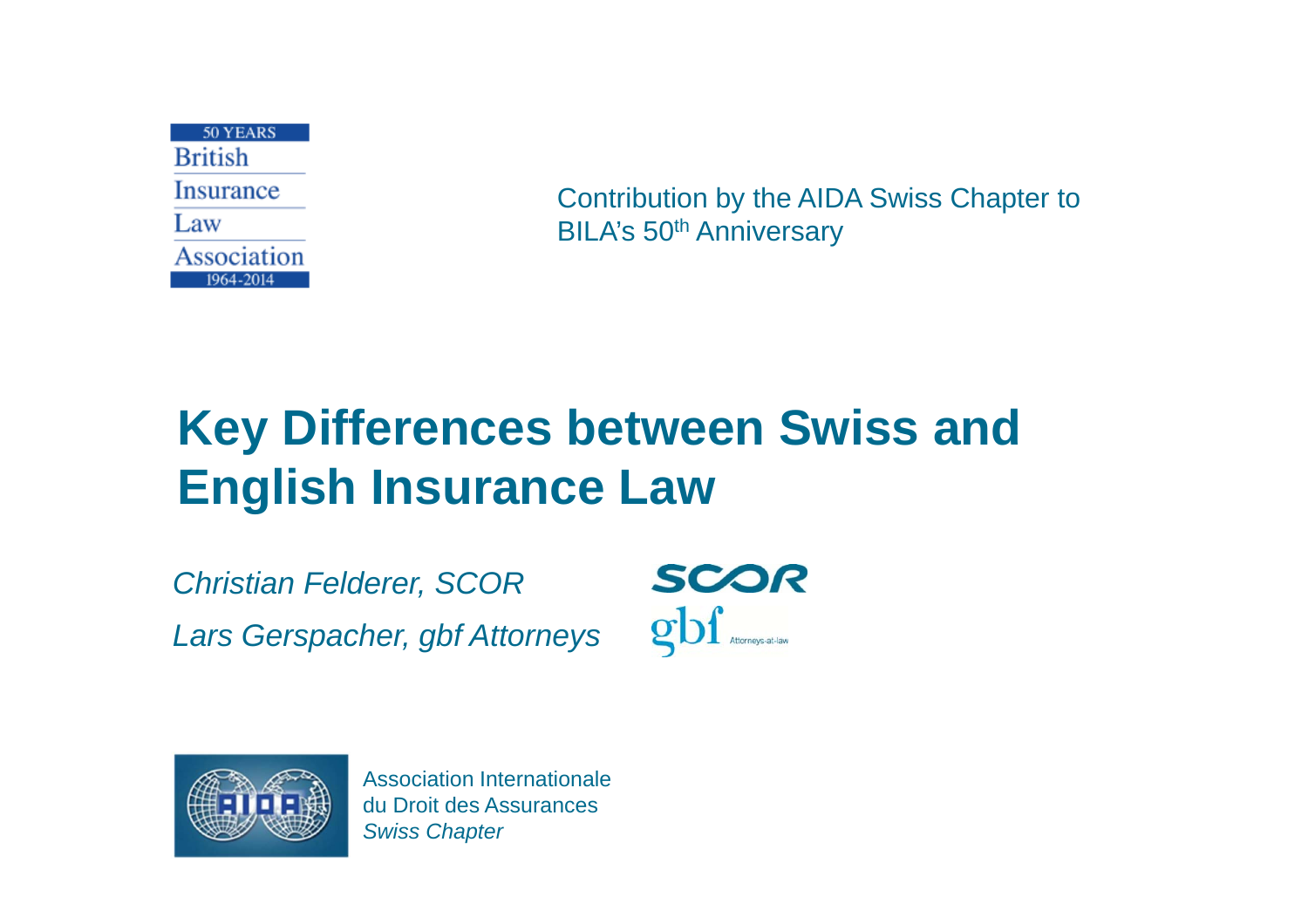50 YEARS
British
Insurance
Law
Association
1964-2014

Contribution by the AIDA Swiss Chapter to BILA's 50th Anniversary

# Key Differences between Swiss and English Insurance Law

*Christian Felderer, SCOR*

*Lars Gerspacher, gbf Attorneys*

SCOR

gbf Attorneys-at-law

Association Internationale du Droit des Assurances
*Swiss Chapter*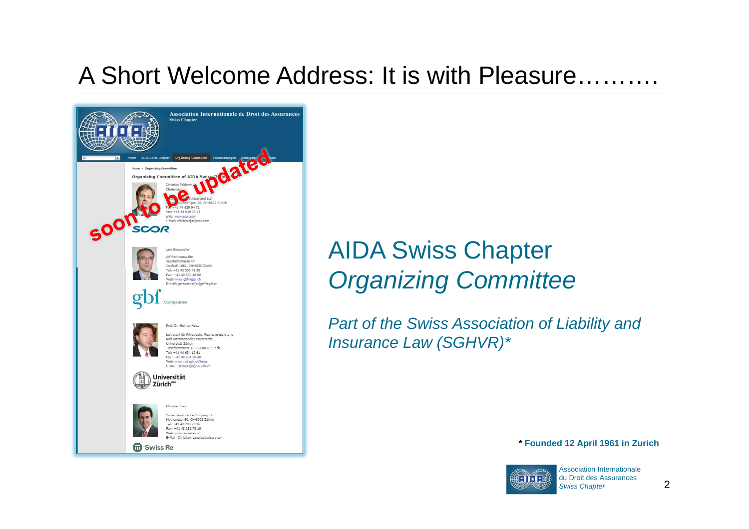# A Short Welcome Address: It is with Pleasure……….

## AIDA Swiss Chapter *Organizing Committee*

*Part of the Swiss Association of Liability and Insurance Law (SGHVR)**

**\* Founded 12 April 1961 in Zurich**

Association Internationale du Droit des Assurances *Swiss Chapter*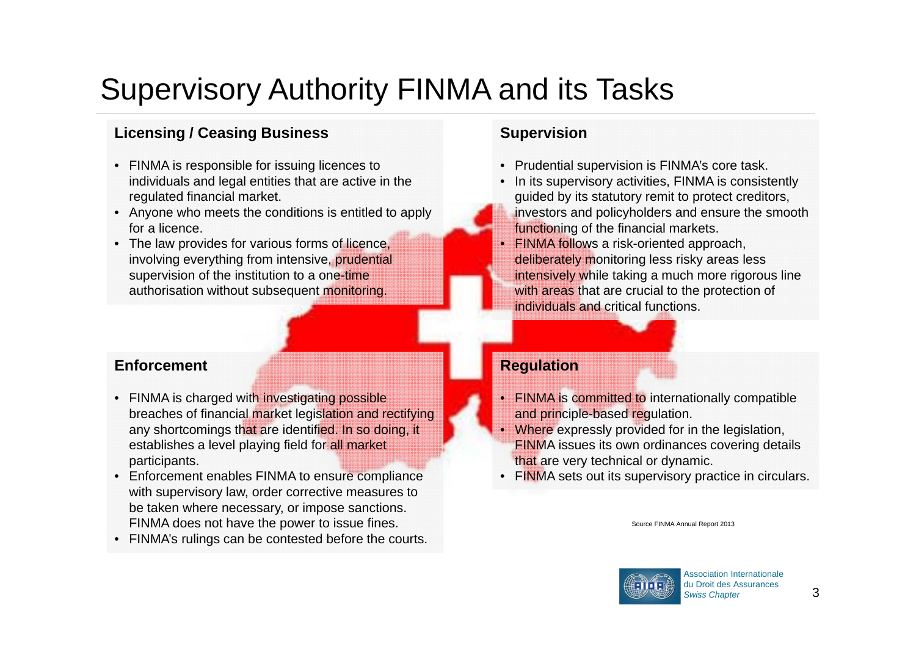# Supervisory Authority FINMA and its Tasks

## Licensing / Ceasing Business

- FINMA is responsible for issuing licences to individuals and legal entities that are active in the regulated financial market.
- Anyone who meets the conditions is entitled to apply for a licence.
- The law provides for various forms of licence, involving everything from intensive, prudential supervision of the institution to a one-time authorisation without subsequent monitoring.

## Supervision

- Prudential supervision is FINMA's core task.
- In its supervisory activities, FINMA is consistently guided by its statutory remit to protect creditors, investors and policyholders and ensure the smooth functioning of the financial markets.
- FINMA follows a risk-oriented approach, deliberately monitoring less risky areas less intensively while taking a much more rigorous line with areas that are crucial to the protection of individuals and critical functions.

## Enforcement

- FINMA is charged with investigating possible breaches of financial market legislation and rectifying any shortcomings that are identified. In so doing, it establishes a level playing field for all market participants.
- Enforcement enables FINMA to ensure compliance with supervisory law, order corrective measures to be taken where necessary, or impose sanctions. FINMA does not have the power to issue fines.
- FINMA's rulings can be contested before the courts.

## Regulation

- FINMA is committed to internationally compatible and principle-based regulation.
- Where expressly provided for in the legislation, FINMA issues its own ordinances covering details that are very technical or dynamic.
- FINMA sets out its supervisory practice in circulars.

Source FINMA Annual Report 2013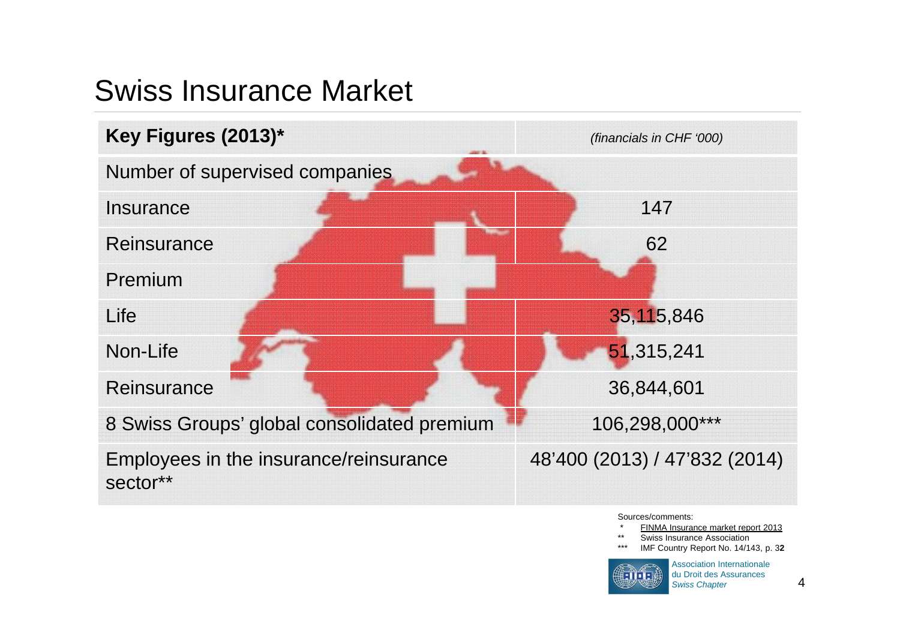# Swiss Insurance Market

| **Key Figures (2013)*** | *(financials in CHF '000)* |
| --- | --- |
| Number of supervised companies | |
| Insurance | 147 |
| Reinsurance | 62 |
| Premium | |
| Life | 35,115,846 |
| Non-Life | 51,315,241 |
| Reinsurance | 36,844,601 |
| 8 Swiss Groups' global consolidated premium | 106,298,000*** |
| Employees in the insurance/reinsurance sector** | 48'400 (2013) / 47'832 (2014) |

Sources/comments:

- \* FINMA Insurance market report 2013
- \*\* Swiss Insurance Association
- \*\*\* IMF Country Report No. 14/143, p. 3**2**

Association Internationale du Droit des Assurances
*Swiss Chapter*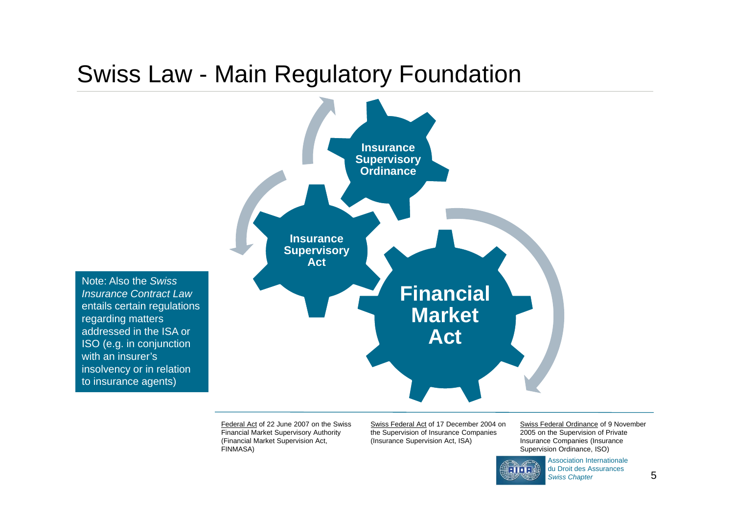# Swiss Law - Main Regulatory Foundation

**Insurance Supervisory Ordinance**

**Insurance Supervisory Act**

**Financial Market Act**

Note: Also the *Swiss Insurance Contract Law* entails certain regulations regarding matters addressed in the ISA or ISO (e.g. in conjunction with an insurer's insolvency or in relation to insurance agents)

Federal Act of 22 June 2007 on the Swiss Financial Market Supervisory Authority (Financial Market Supervision Act, FINMASA)

Swiss Federal Act of 17 December 2004 on the Supervision of Insurance Companies (Insurance Supervision Act, ISA)

Swiss Federal Ordinance of 9 November 2005 on the Supervision of Private Insurance Companies (Insurance Supervision Ordinance, ISO)

Association Internationale du Droit des Assurances
*Swiss Chapter*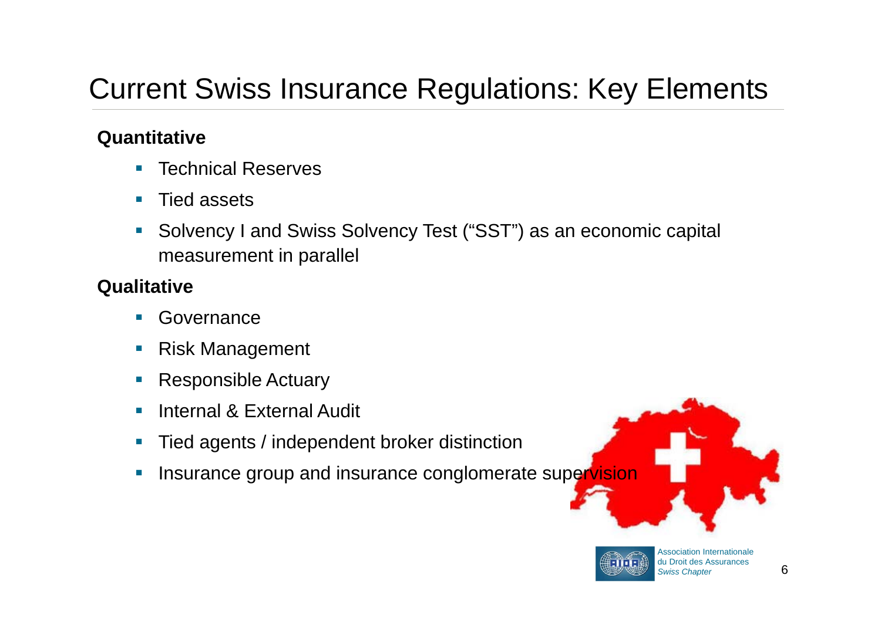# Current Swiss Insurance Regulations: Key Elements

**Quantitative**

- Technical Reserves
- Tied assets
- Solvency I and Swiss Solvency Test ("SST") as an economic capital measurement in parallel

**Qualitative**

- Governance
- Risk Management
- Responsible Actuary
- Internal & External Audit
- Tied agents / independent broker distinction
- Insurance group and insurance conglomerate supervision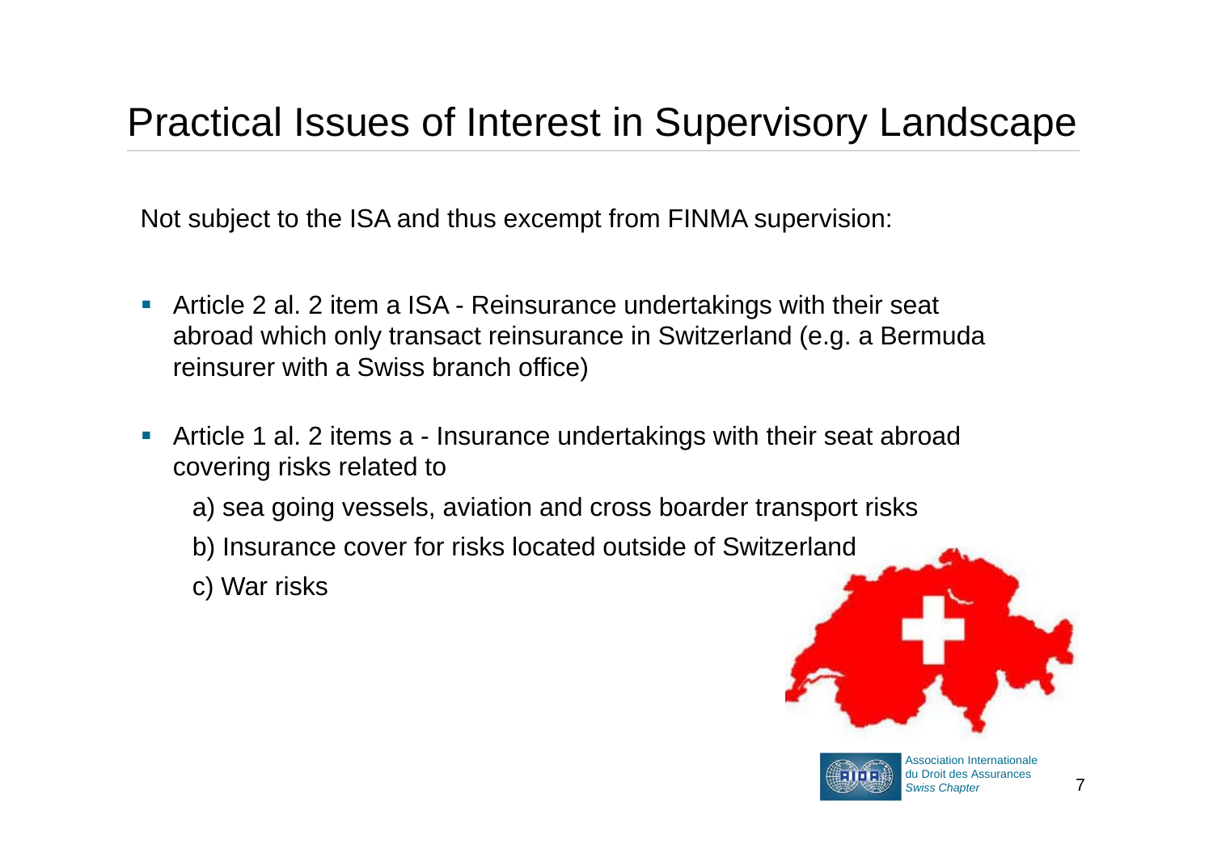# Practical Issues of Interest in Supervisory Landscape

Not subject to the ISA and thus excempt from FINMA supervision:

- Article 2 al. 2 item a ISA - Reinsurance undertakings with their seat abroad which only transact reinsurance in Switzerland (e.g. a Bermuda reinsurer with a Swiss branch office)
- Article 1 al. 2 items a - Insurance undertakings with their seat abroad covering risks related to

  a) sea going vessels, aviation and cross boarder transport risks

  b) Insurance cover for risks located outside of Switzerland

  c) War risks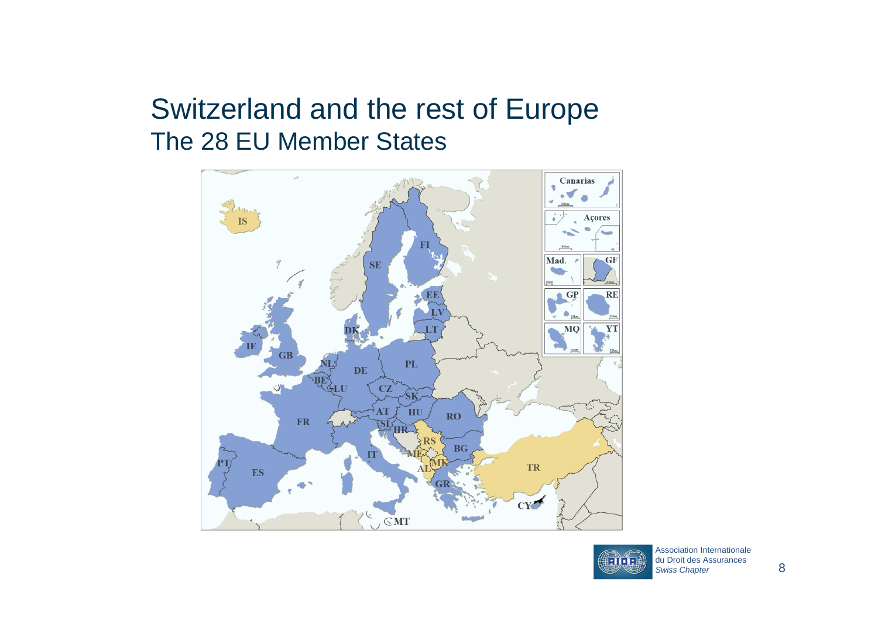# Switzerland and the rest of Europe
## The 28 EU Member States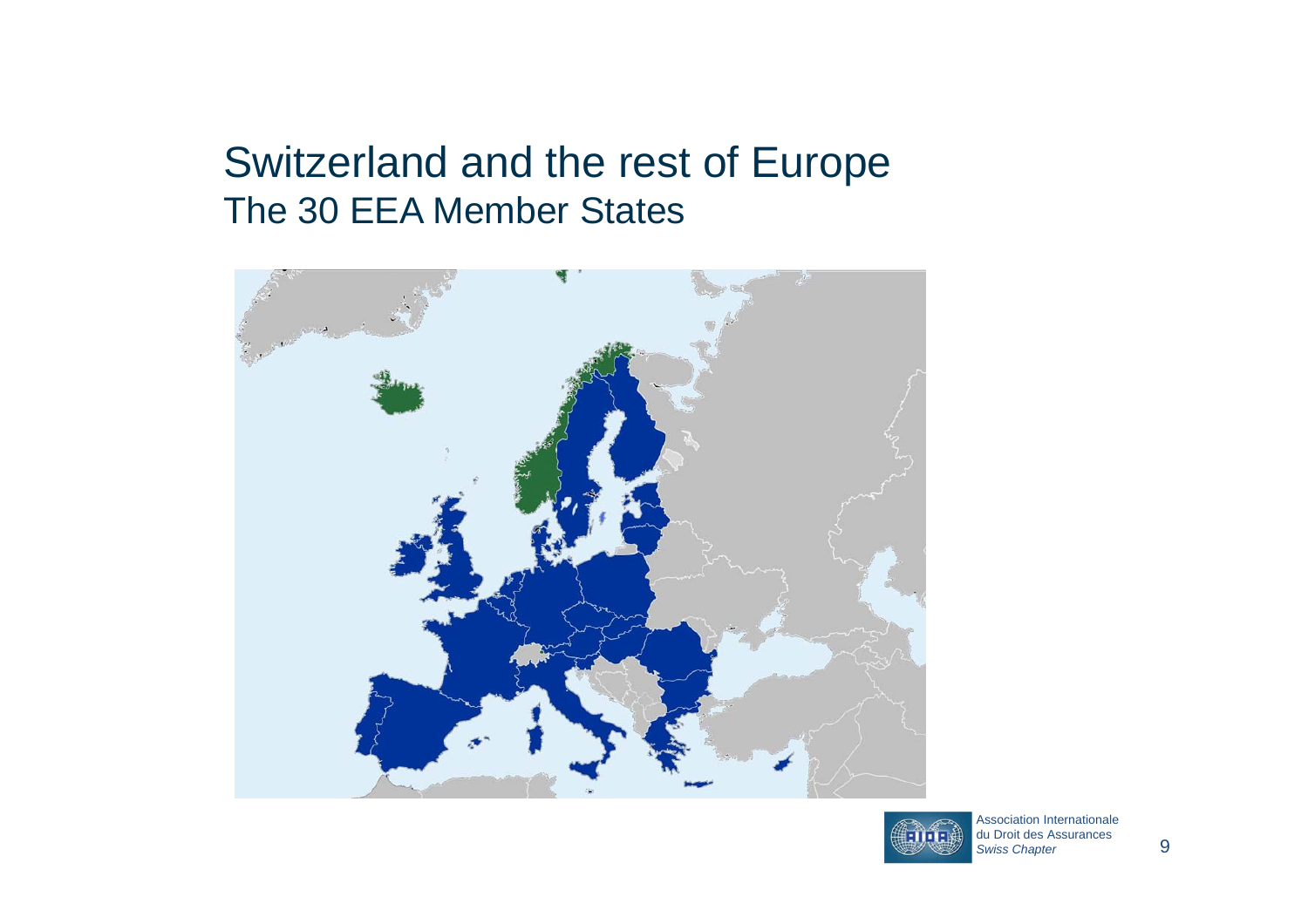# Switzerland and the rest of Europe

## The 30 EEA Member States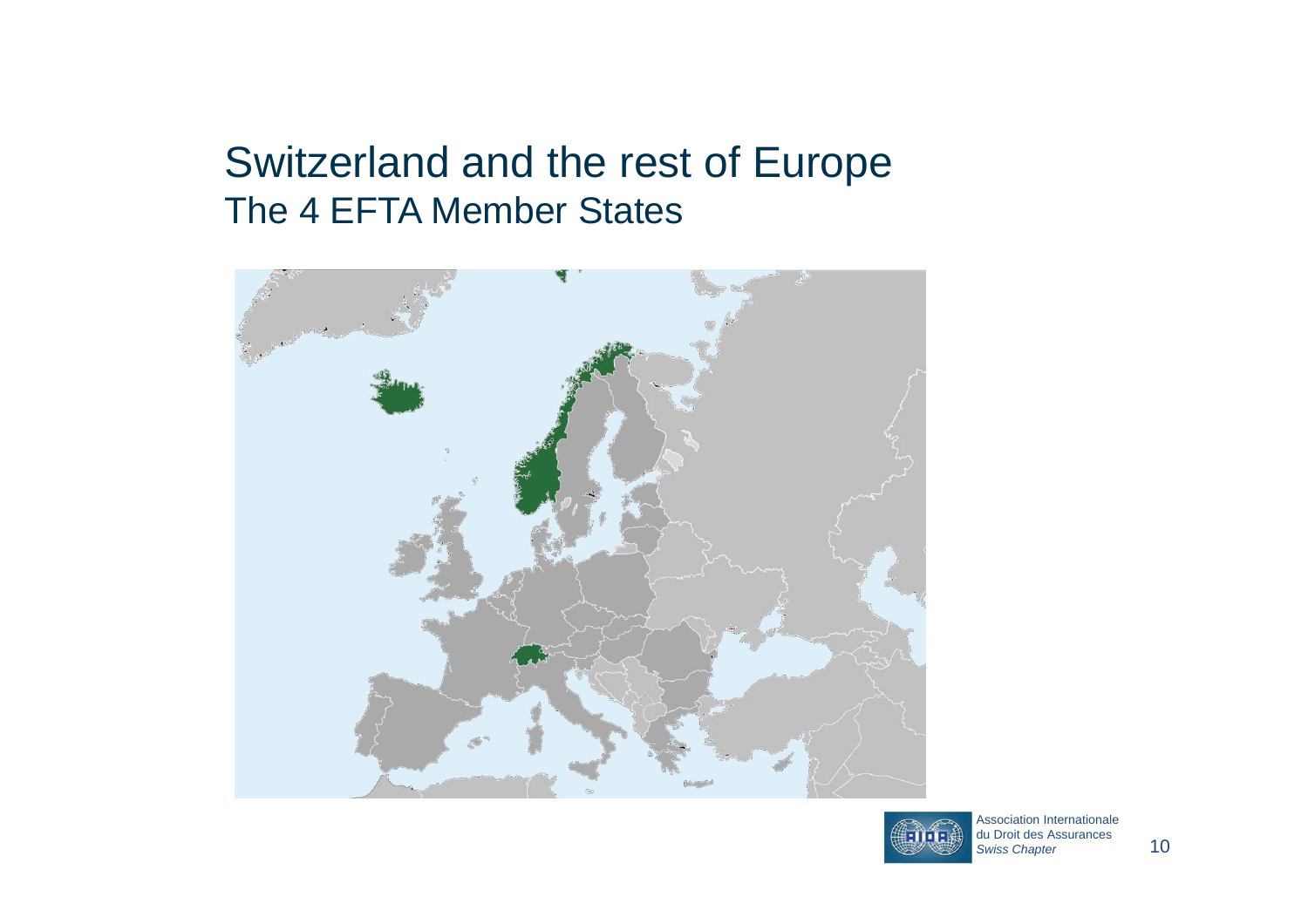# Switzerland and the rest of Europe

## The 4 EFTA Member States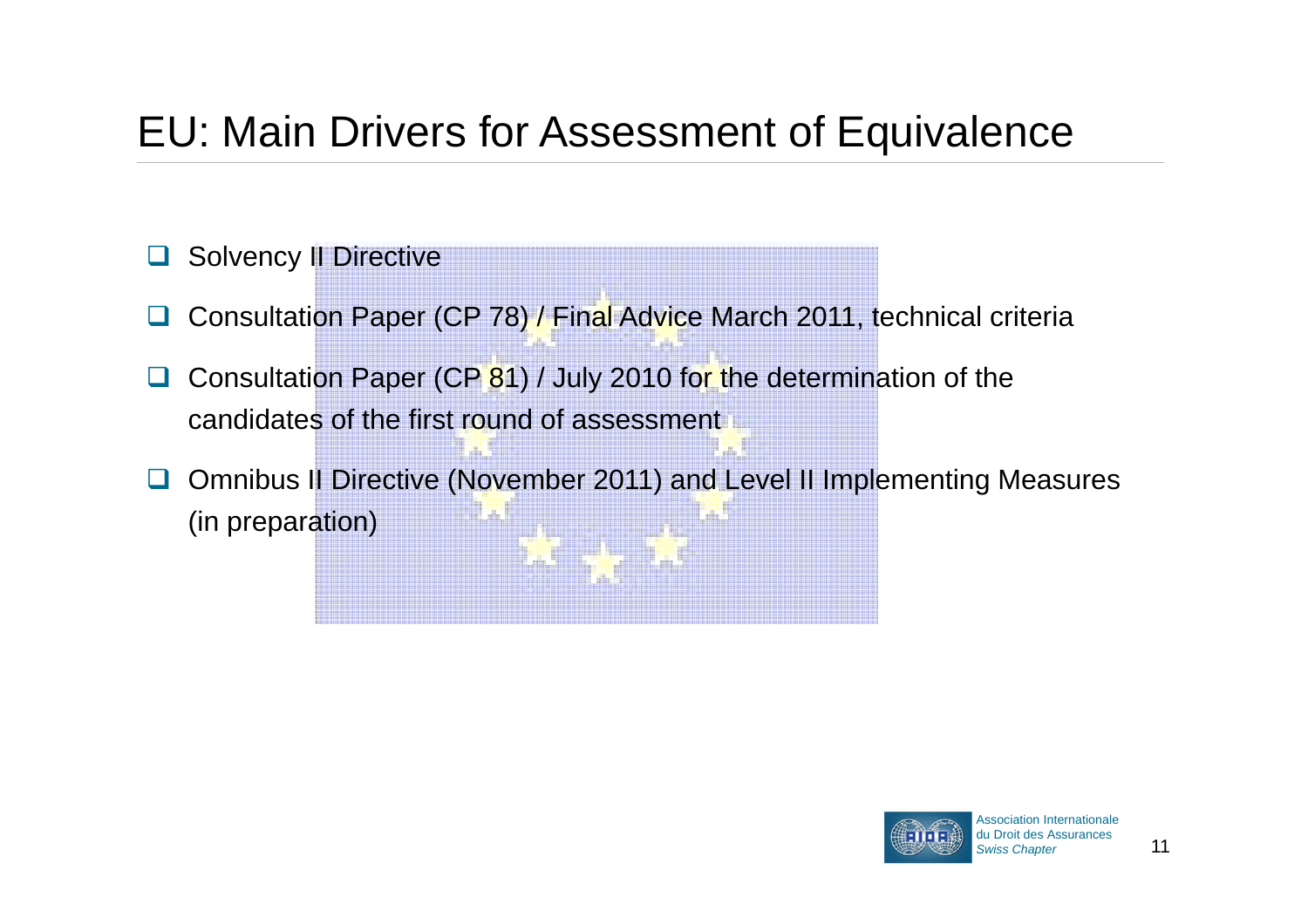# EU: Main Drivers for Assessment of Equivalence

- Solvency II Directive
- Consultation Paper (CP 78) / Final Advice March 2011, technical criteria
- Consultation Paper (CP 81) / July 2010 for the determination of the candidates of the first round of assessment
- Omnibus II Directive (November 2011) and Level II Implementing Measures (in preparation)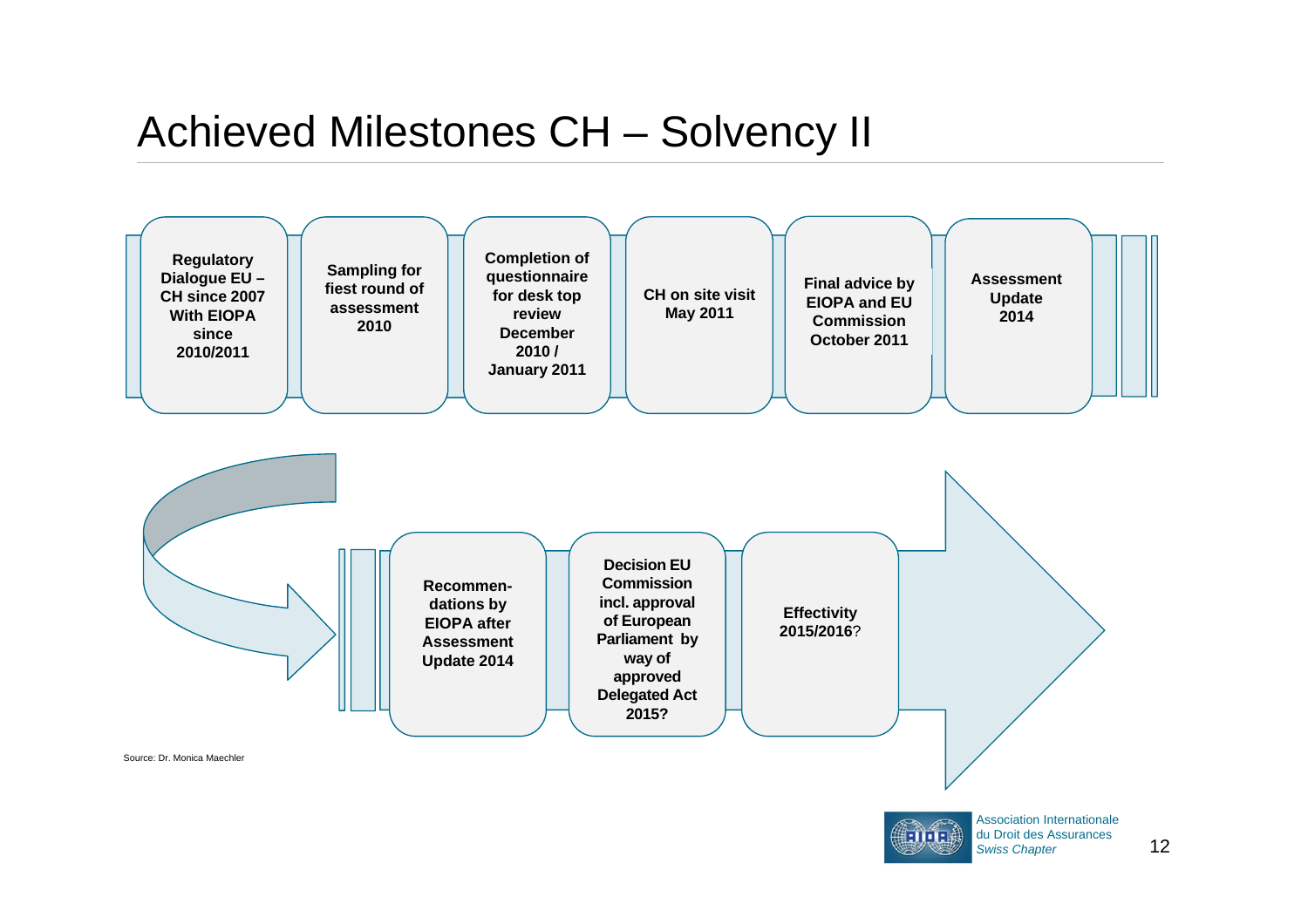# Achieved Milestones CH – Solvency II

- **Regulatory Dialogue EU – CH since 2007 With EIOPA since 2010/2011**
- **Sampling for fiest round of assessment 2010**
- **Completion of questionnaire for desk top review December 2010 / January 2011**
- **CH on site visit May 2011**
- **Final advice by EIOPA and EU Commission October 2011**
- **Assessment Update 2014**
- **Recommen-dations by EIOPA after Assessment Update 2014**
- **Decision EU Commission incl. approval of European Parliament by way of approved Delegated Act 2015?**
- **Effectivity 2015/2016**?

Source: Dr. Monica Maechler

Association Internationale du Droit des Assurances
*Swiss Chapter*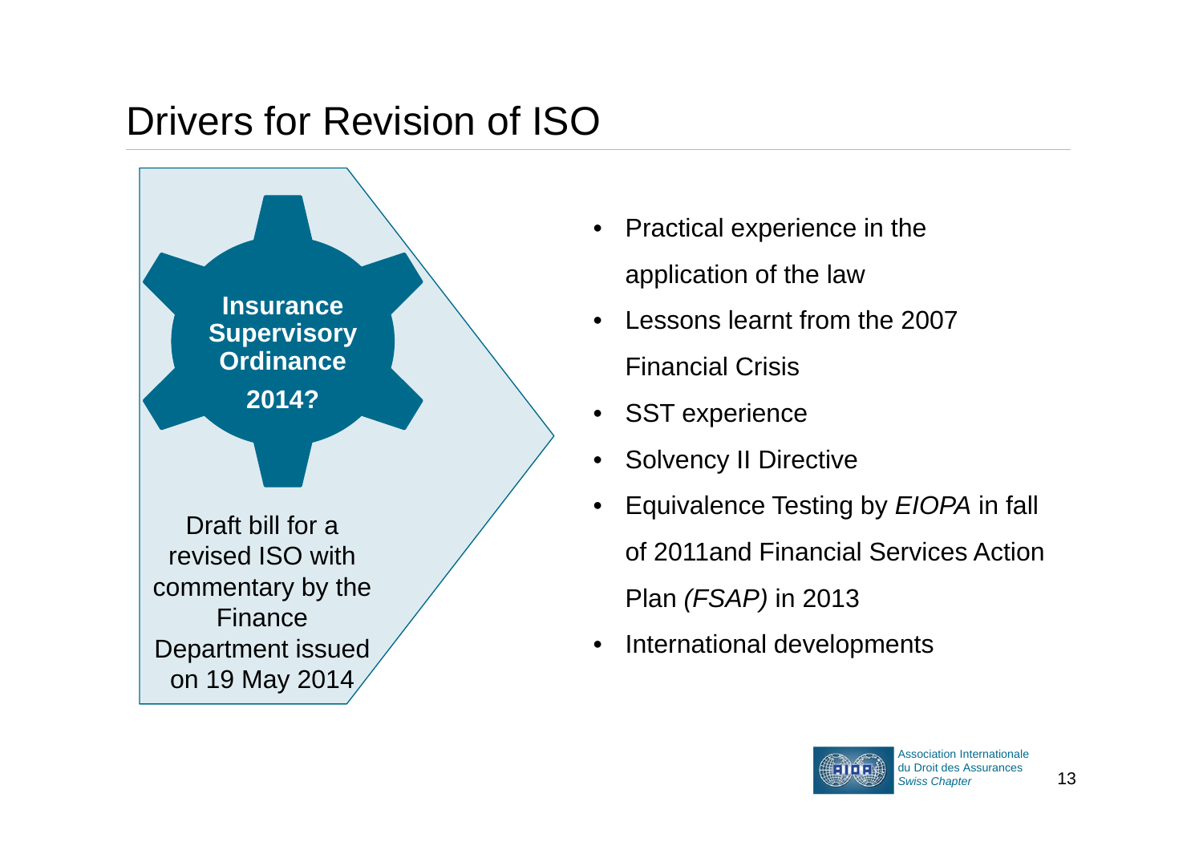# Drivers for Revision of ISO

**Insurance Supervisory Ordinance**

**2014?**

Draft bill for a revised ISO with commentary by the Finance Department issued on 19 May 2014

- Practical experience in the application of the law
- Lessons learnt from the 2007 Financial Crisis
- SST experience
- Solvency II Directive
- Equivalence Testing by *EIOPA* in fall of 2011and Financial Services Action Plan *(FSAP)* in 2013
- International developments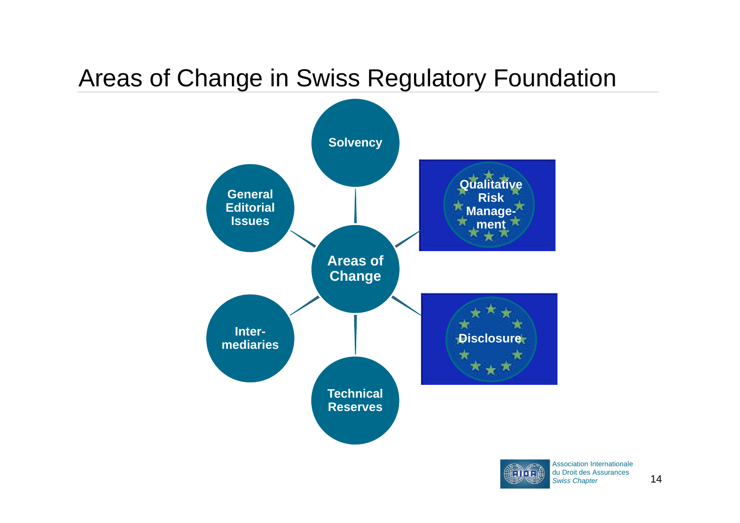# Areas of Change in Swiss Regulatory Foundation

- Areas of Change
  - Solvency
  - Qualitative Risk Management
  - Disclosure
  - Technical Reserves
  - Intermediaries
  - General Editorial Issues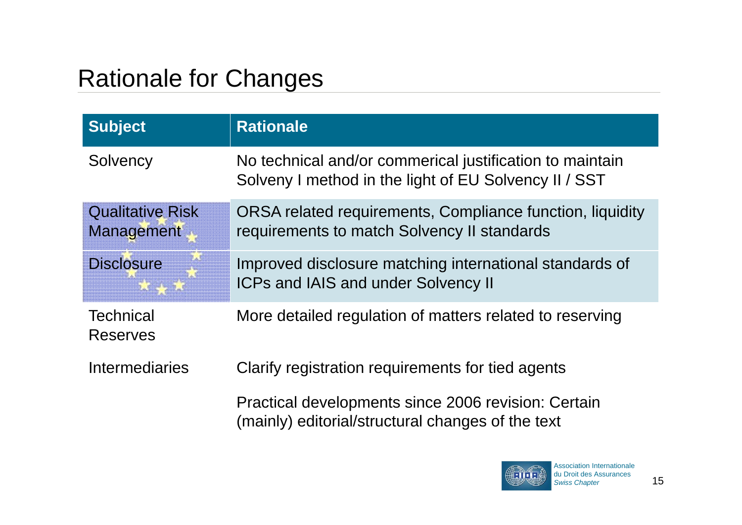# Rationale for Changes

| Subject | Rationale |
| --- | --- |
| Solvency | No technical and/or commerical justification to maintain Solveny I method in the light of EU Solvency II / SST |
| Qualitative Risk Management | ORSA related requirements, Compliance function, liquidity requirements to match Solvency II standards |
| Disclosure | Improved disclosure matching international standards of ICPs and IAIS and under Solvency II |
| Technical Reserves | More detailed regulation of matters related to reserving |
| Intermediaries | Clarify registration requirements for tied agents |
| | Practical developments since 2006 revision: Certain (mainly) editorial/structural changes of the text |

Association Internationale du Droit des Assurances
*Swiss Chapter*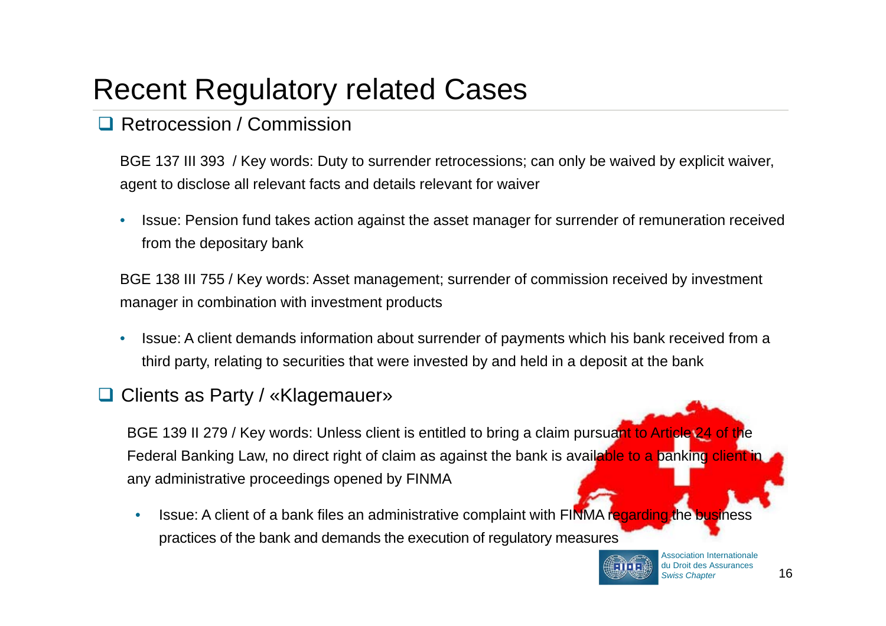# Recent Regulatory related Cases

## Retrocession / Commission

BGE 137 III 393 / Key words: Duty to surrender retrocessions; can only be waived by explicit waiver, agent to disclose all relevant facts and details relevant for waiver

- Issue: Pension fund takes action against the asset manager for surrender of remuneration received from the depositary bank

BGE 138 III 755 / Key words: Asset management; surrender of commission received by investment manager in combination with investment products

- Issue: A client demands information about surrender of payments which his bank received from a third party, relating to securities that were invested by and held in a deposit at the bank

## Clients as Party / «Klagemauer»

BGE 139 II 279 / Key words: Unless client is entitled to bring a claim pursuant to Article 24 of the Federal Banking Law, no direct right of claim as against the bank is available to a banking client in any administrative proceedings opened by FINMA

- Issue: A client of a bank files an administrative complaint with FINMA regarding the business practices of the bank and demands the execution of regulatory measures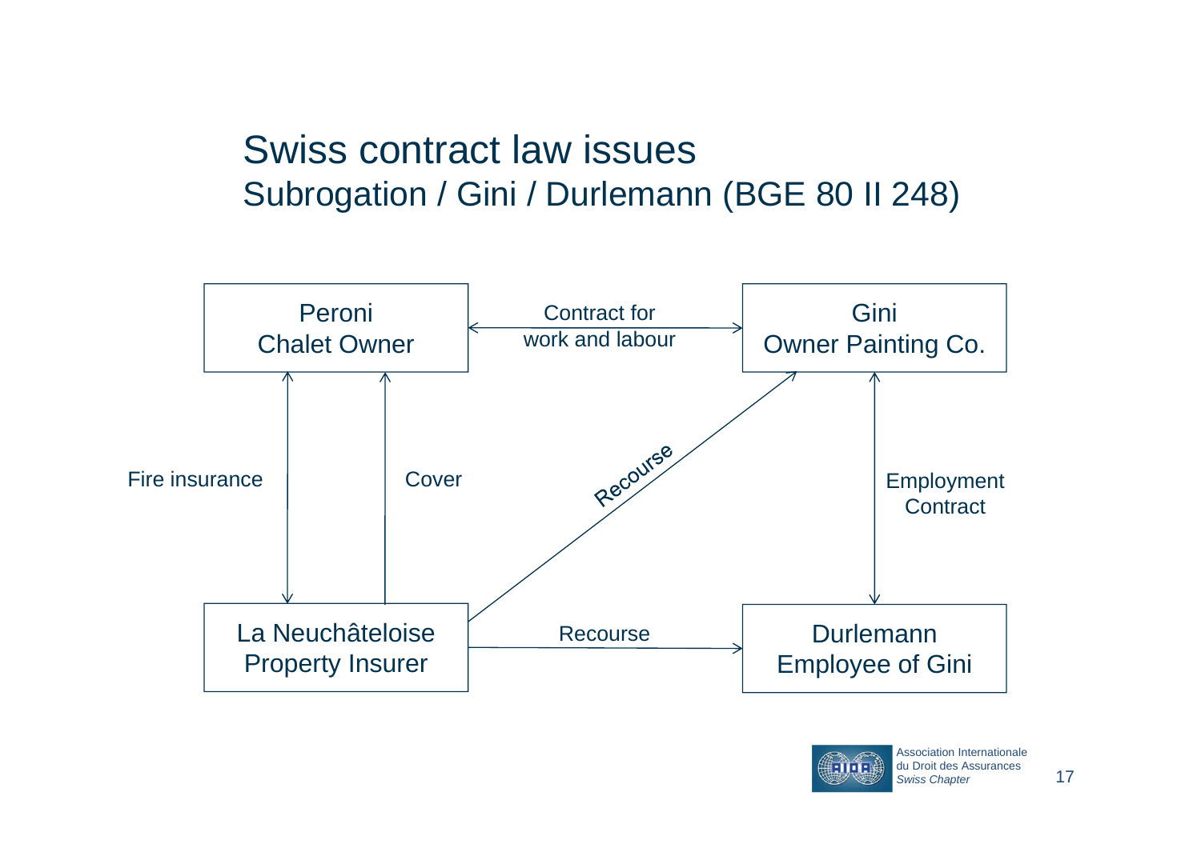# Swiss contract law issues

## Subrogation / Gini / Durlemann (BGE 80 II 248)

Peroni
Chalet Owner

Contract for
work and labour

Gini
Owner Painting Co.

Fire insurance

Cover

Recourse

Employment
Contract

La Neuchâteloise
Property Insurer

Recourse

Durlemann
Employee of Gini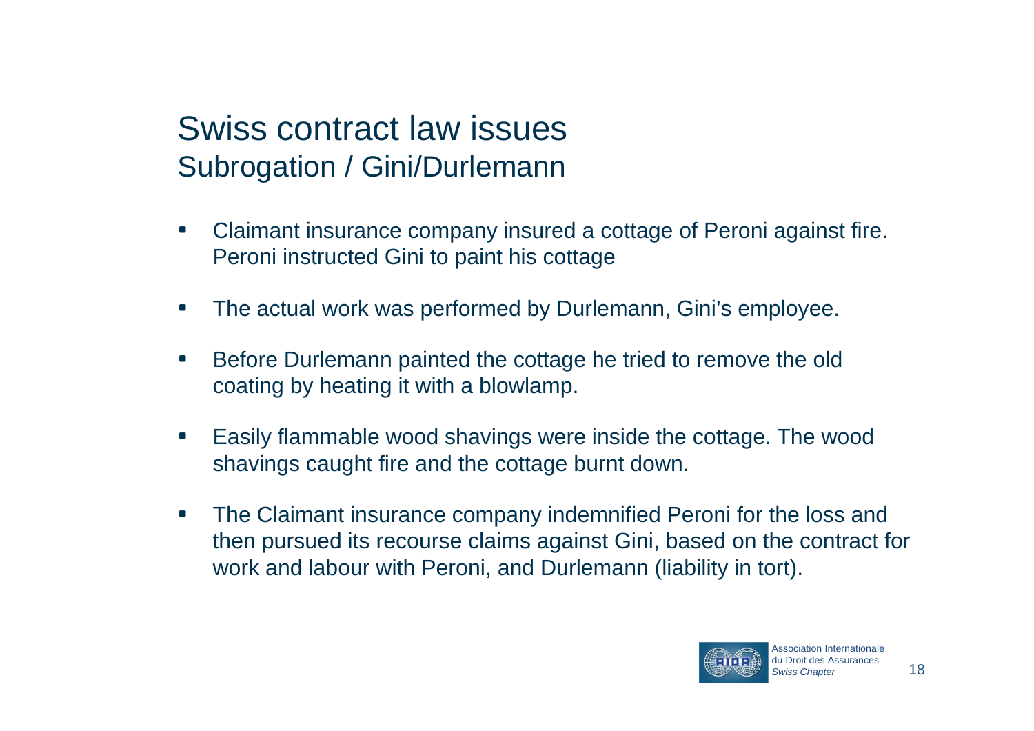# Swiss contract law issues
## Subrogation / Gini/Durlemann

- Claimant insurance company insured a cottage of Peroni against fire. Peroni instructed Gini to paint his cottage
- The actual work was performed by Durlemann, Gini's employee.
- Before Durlemann painted the cottage he tried to remove the old coating by heating it with a blowlamp.
- Easily flammable wood shavings were inside the cottage. The wood shavings caught fire and the cottage burnt down.
- The Claimant insurance company indemnified Peroni for the loss and then pursued its recourse claims against Gini, based on the contract for work and labour with Peroni, and Durlemann (liability in tort).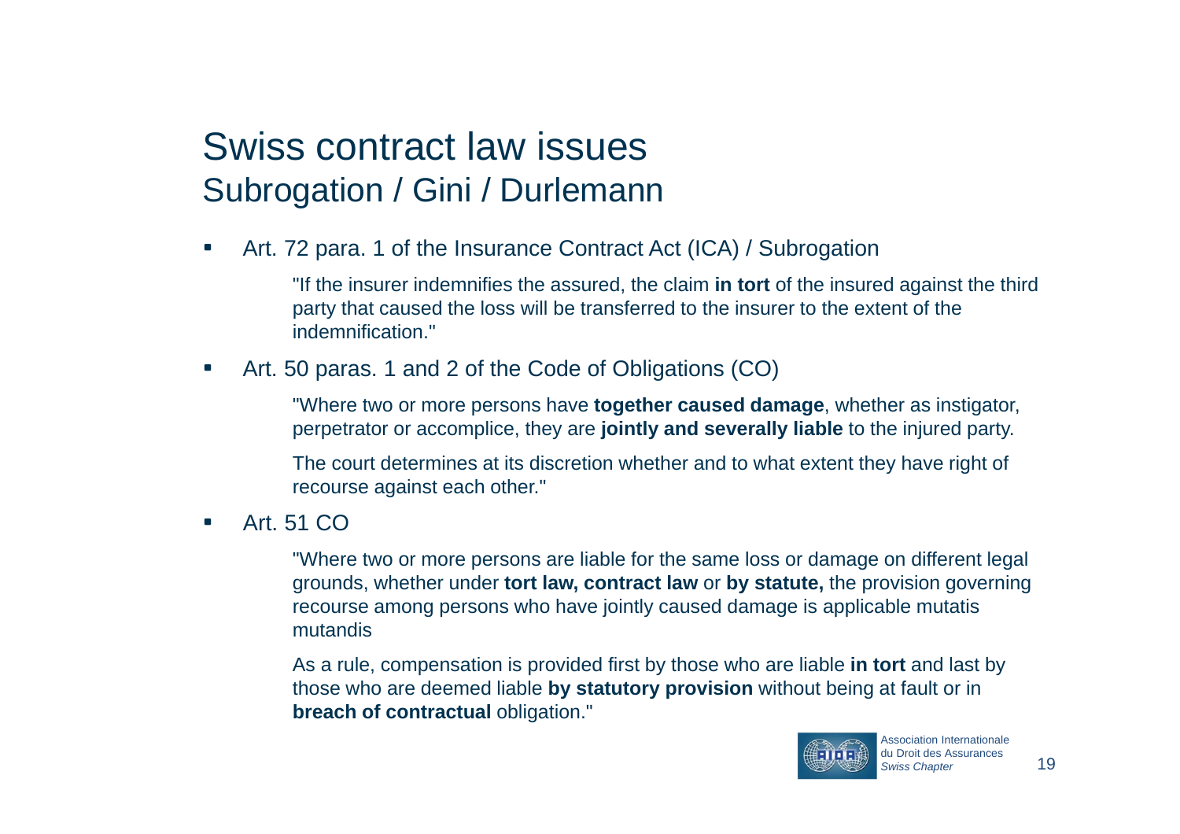# Swiss contract law issues
## Subrogation / Gini / Durlemann

- Art. 72 para. 1 of the Insurance Contract Act (ICA) / Subrogation

  "If the insurer indemnifies the assured, the claim **in tort** of the insured against the third party that caused the loss will be transferred to the insurer to the extent of the indemnification."

- Art. 50 paras. 1 and 2 of the Code of Obligations (CO)

  "Where two or more persons have **together caused damage**, whether as instigator, perpetrator or accomplice, they are **jointly and severally liable** to the injured party.

  The court determines at its discretion whether and to what extent they have right of recourse against each other."

- Art. 51 CO

  "Where two or more persons are liable for the same loss or damage on different legal grounds, whether under **tort law, contract law** or **by statute,** the provision governing recourse among persons who have jointly caused damage is applicable mutatis mutandis

  As a rule, compensation is provided first by those who are liable **in tort** and last by those who are deemed liable **by statutory provision** without being at fault or in **breach of contractual** obligation."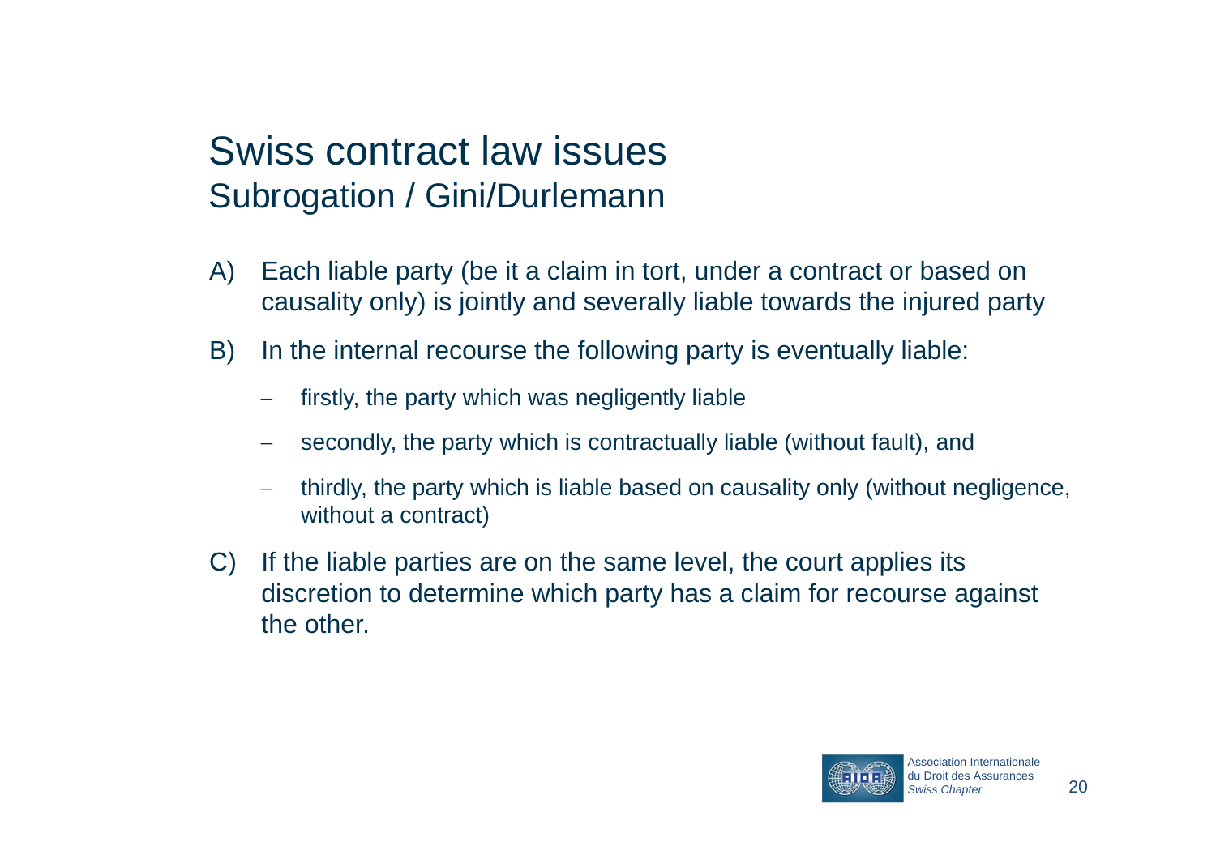# Swiss contract law issues
## Subrogation / Gini/Durlemann

A) Each liable party (be it a claim in tort, under a contract or based on causality only) is jointly and severally liable towards the injured party

B) In the internal recourse the following party is eventually liable:

- firstly, the party which was negligently liable
- secondly, the party which is contractually liable (without fault), and
- thirdly, the party which is liable based on causality only (without negligence, without a contract)

C) If the liable parties are on the same level, the court applies its discretion to determine which party has a claim for recourse against the other.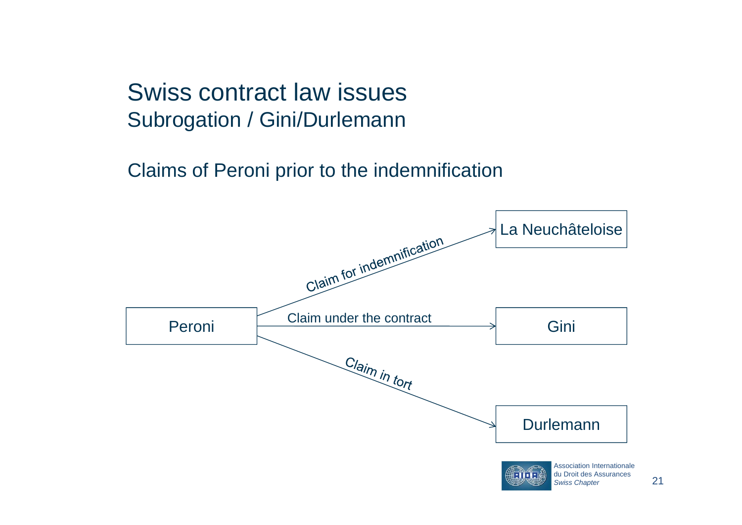# Swiss contract law issues
## Subrogation / Gini/Durlemann

Claims of Peroni prior to the indemnification

- Peroni → La Neuchâteloise: Claim for indemnification
- Peroni → Gini: Claim under the contract
- Peroni → Durlemann: Claim in tort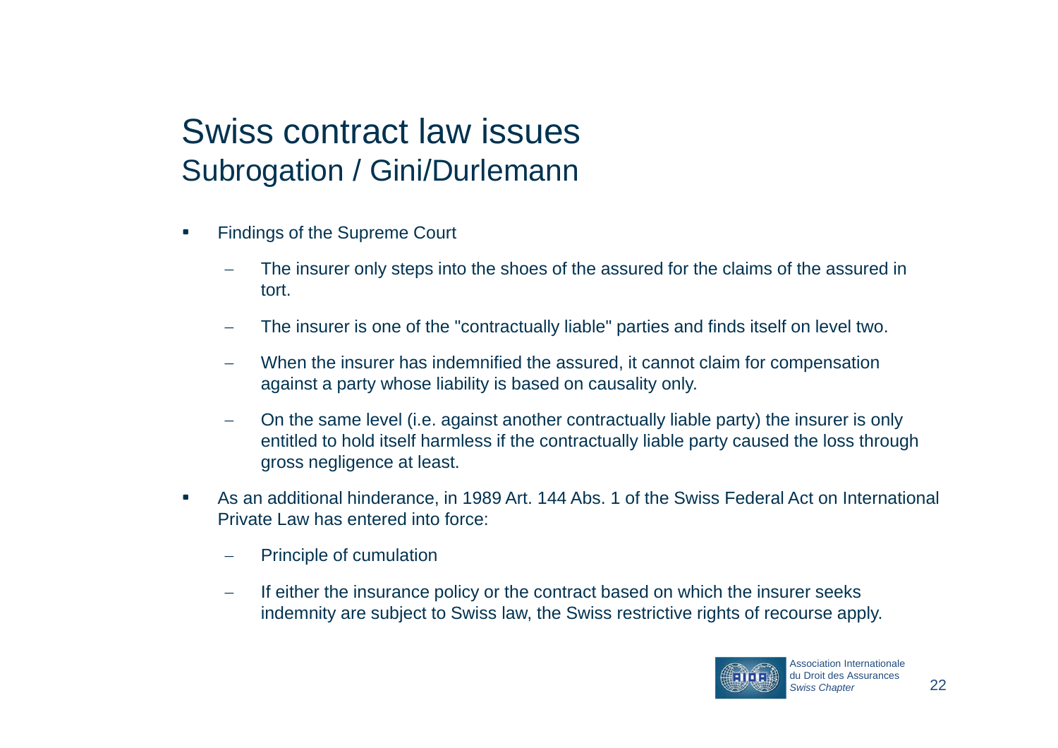# Swiss contract law issues
## Subrogation / Gini/Durlemann

- Findings of the Supreme Court
  - The insurer only steps into the shoes of the assured for the claims of the assured in tort.
  - The insurer is one of the "contractually liable" parties and finds itself on level two.
  - When the insurer has indemnified the assured, it cannot claim for compensation against a party whose liability is based on causality only.
  - On the same level (i.e. against another contractually liable party) the insurer is only entitled to hold itself harmless if the contractually liable party caused the loss through gross negligence at least.
- As an additional hinderance, in 1989 Art. 144 Abs. 1 of the Swiss Federal Act on International Private Law has entered into force:
  - Principle of cumulation
  - If either the insurance policy or the contract based on which the insurer seeks indemnity are subject to Swiss law, the Swiss restrictive rights of recourse apply.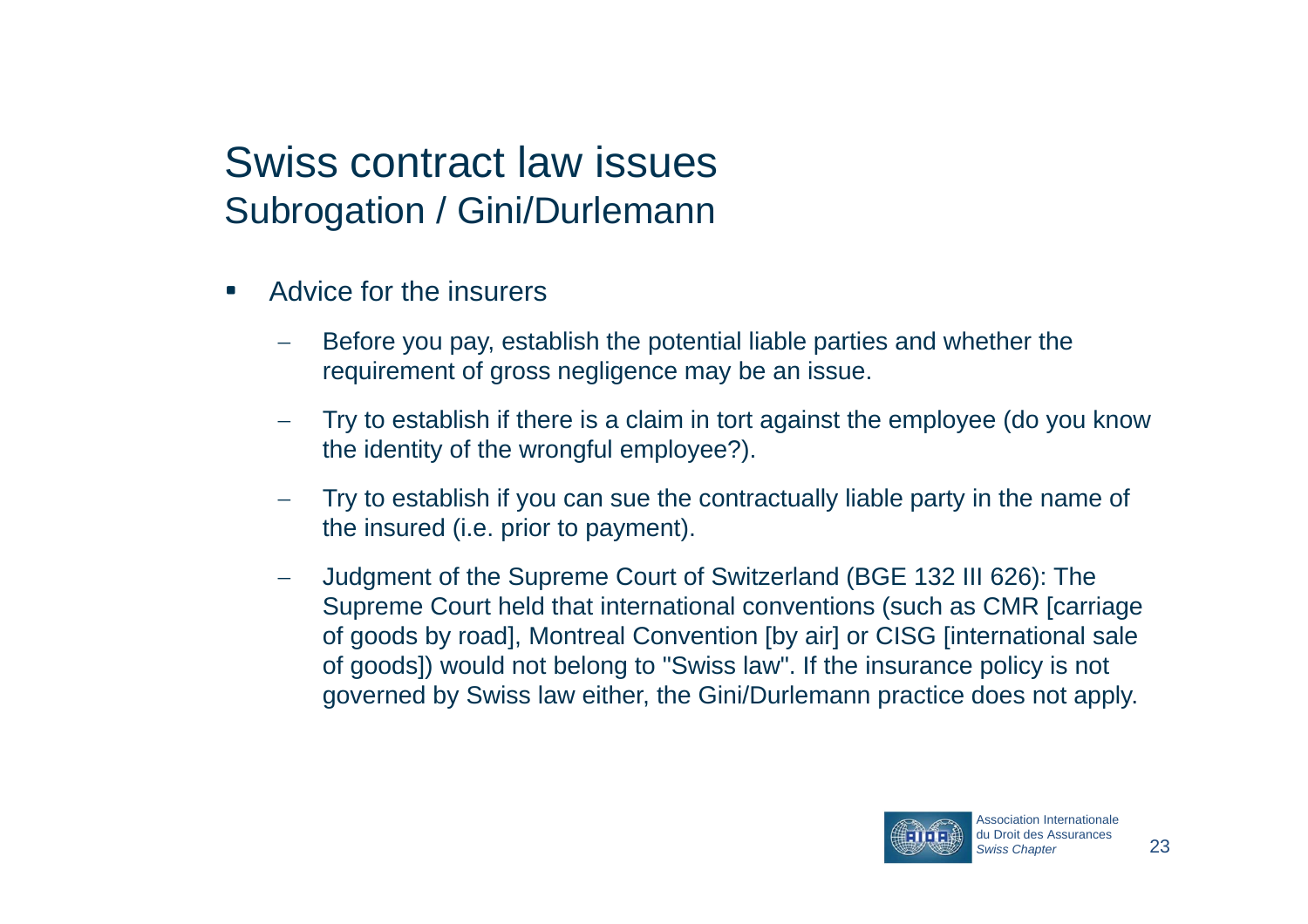# Swiss contract law issues
## Subrogation / Gini/Durlemann

- Advice for the insurers
  - Before you pay, establish the potential liable parties and whether the requirement of gross negligence may be an issue.
  - Try to establish if there is a claim in tort against the employee (do you know the identity of the wrongful employee?).
  - Try to establish if you can sue the contractually liable party in the name of the insured (i.e. prior to payment).
  - Judgment of the Supreme Court of Switzerland (BGE 132 III 626): The Supreme Court held that international conventions (such as CMR [carriage of goods by road], Montreal Convention [by air] or CISG [international sale of goods]) would not belong to "Swiss law". If the insurance policy is not governed by Swiss law either, the Gini/Durlemann practice does not apply.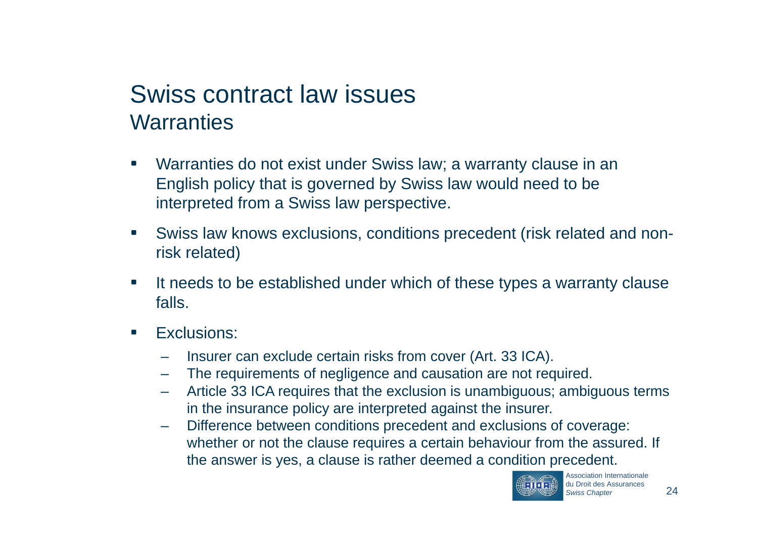# Swiss contract law issues

## Warranties

- Warranties do not exist under Swiss law; a warranty clause in an English policy that is governed by Swiss law would need to be interpreted from a Swiss law perspective.
- Swiss law knows exclusions, conditions precedent (risk related and non-risk related)
- It needs to be established under which of these types a warranty clause falls.
- Exclusions:
  - Insurer can exclude certain risks from cover (Art. 33 ICA).
  - The requirements of negligence and causation are not required.
  - Article 33 ICA requires that the exclusion is unambiguous; ambiguous terms in the insurance policy are interpreted against the insurer.
  - Difference between conditions precedent and exclusions of coverage: whether or not the clause requires a certain behaviour from the assured. If the answer is yes, a clause is rather deemed a condition precedent.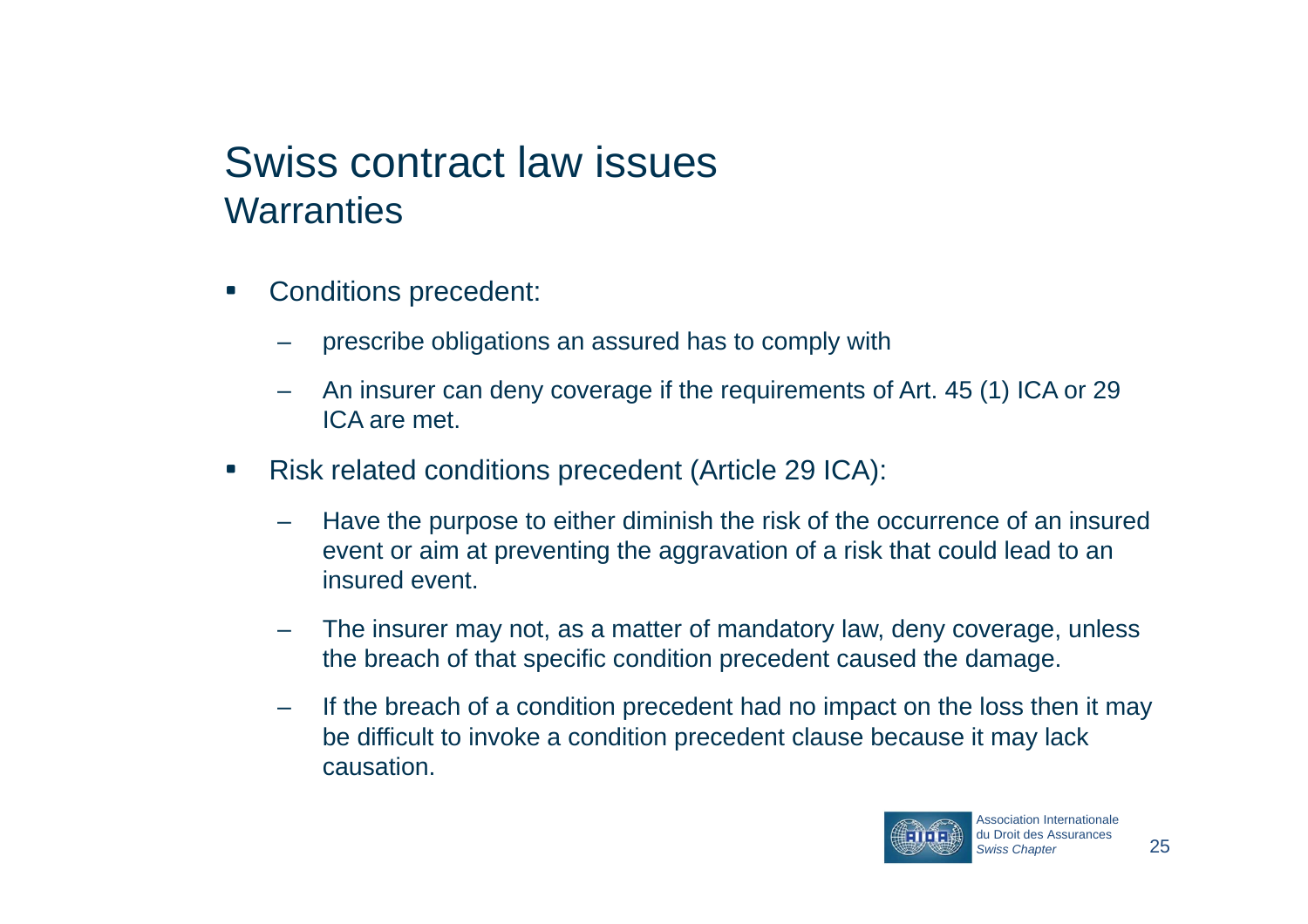# Swiss contract law issues
## Warranties

- Conditions precedent:
  - prescribe obligations an assured has to comply with
  - An insurer can deny coverage if the requirements of Art. 45 (1) ICA or 29 ICA are met.
- Risk related conditions precedent (Article 29 ICA):
  - Have the purpose to either diminish the risk of the occurrence of an insured event or aim at preventing the aggravation of a risk that could lead to an insured event.
  - The insurer may not, as a matter of mandatory law, deny coverage, unless the breach of that specific condition precedent caused the damage.
  - If the breach of a condition precedent had no impact on the loss then it may be difficult to invoke a condition precedent clause because it may lack causation.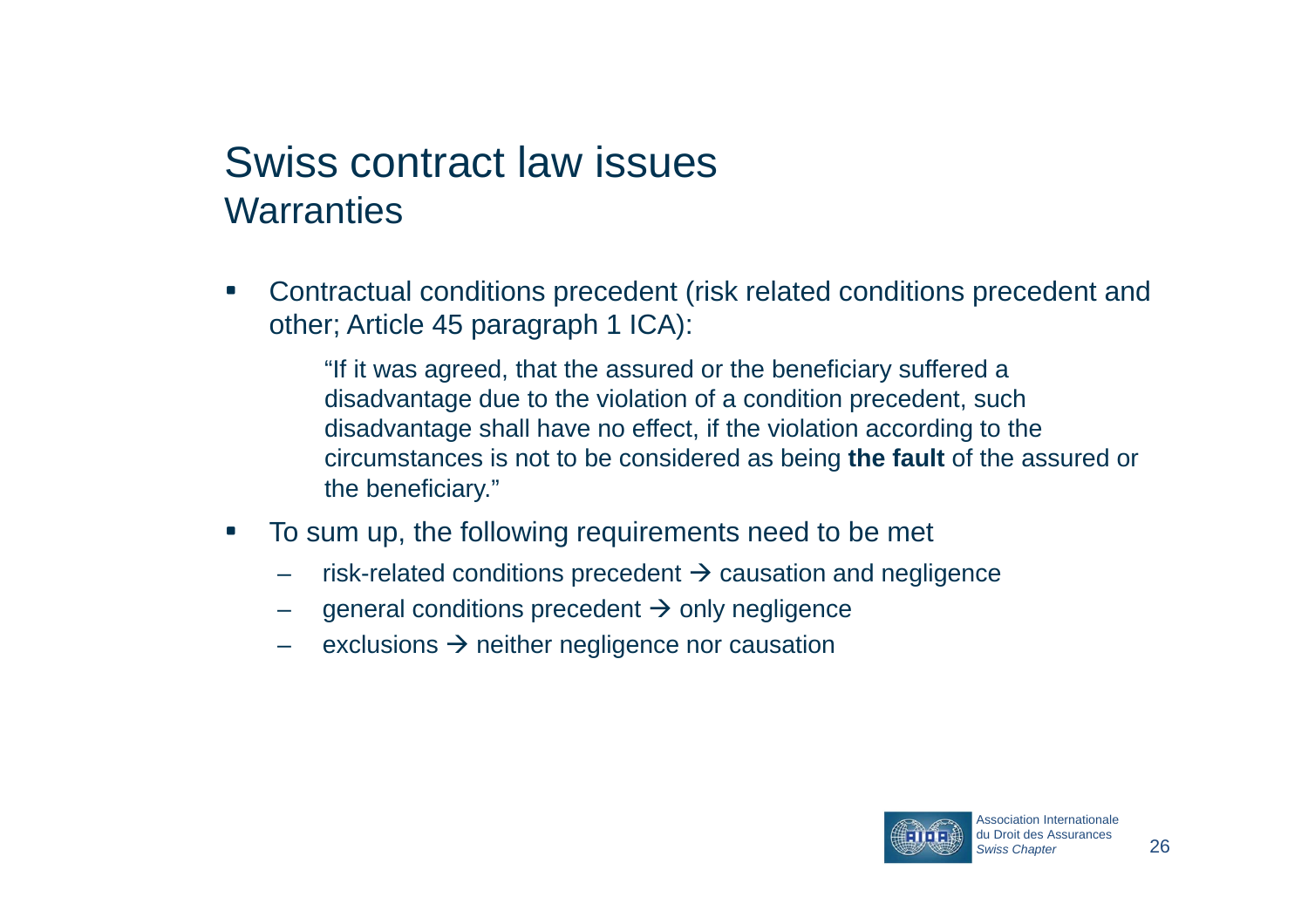# Swiss contract law issues
## Warranties

- Contractual conditions precedent (risk related conditions precedent and other; Article 45 paragraph 1 ICA):

  > "If it was agreed, that the assured or the beneficiary suffered a disadvantage due to the violation of a condition precedent, such disadvantage shall have no effect, if the violation according to the circumstances is not to be considered as being **the fault** of the assured or the beneficiary."

- To sum up, the following requirements need to be met
  - risk-related conditions precedent → causation and negligence
  - general conditions precedent → only negligence
  - exclusions → neither negligence nor causation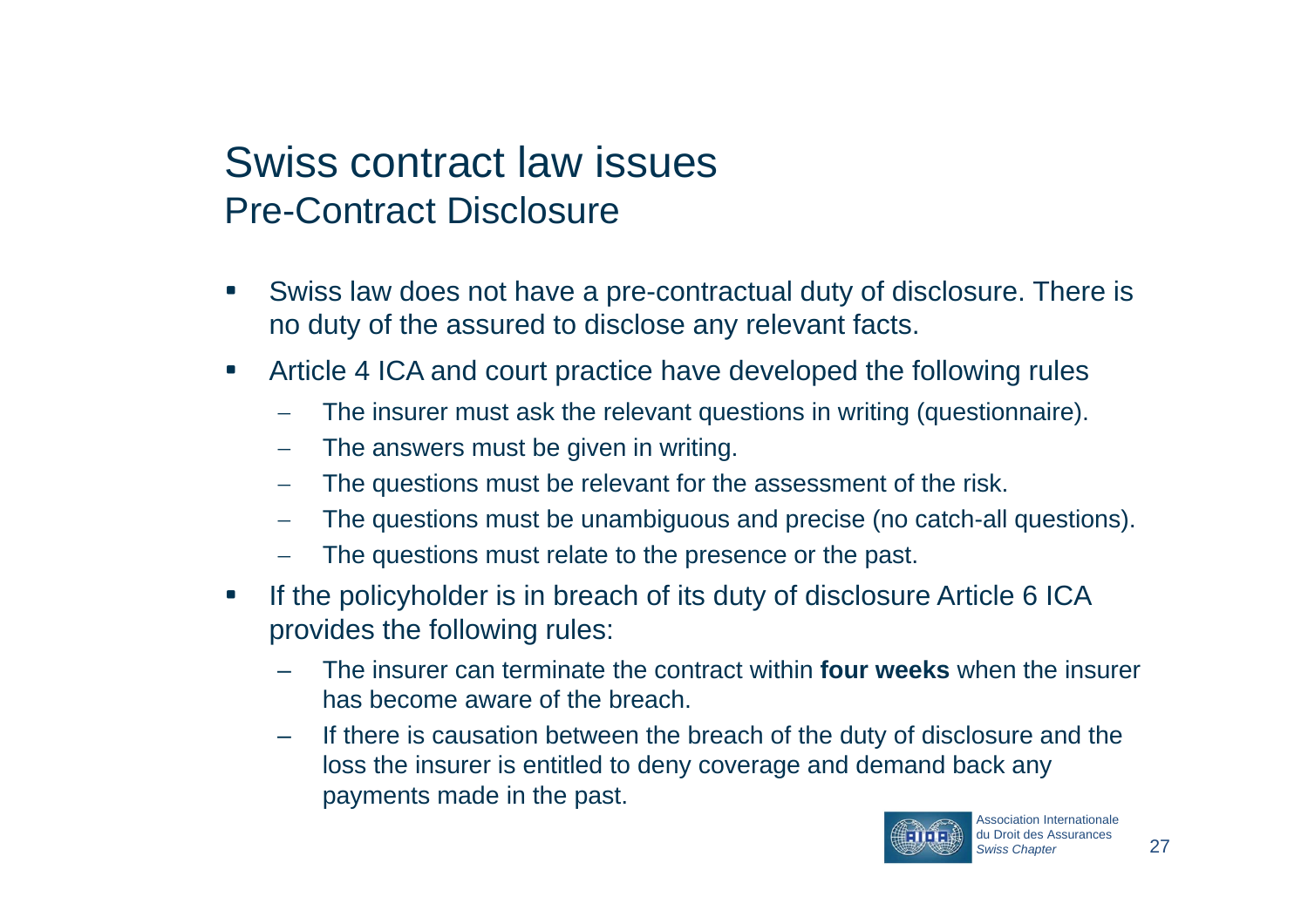# Swiss contract law issues
## Pre-Contract Disclosure

- Swiss law does not have a pre-contractual duty of disclosure. There is no duty of the assured to disclose any relevant facts.
- Article 4 ICA and court practice have developed the following rules
  - The insurer must ask the relevant questions in writing (questionnaire).
  - The answers must be given in writing.
  - The questions must be relevant for the assessment of the risk.
  - The questions must be unambiguous and precise (no catch-all questions).
  - The questions must relate to the presence or the past.
- If the policyholder is in breach of its duty of disclosure Article 6 ICA provides the following rules:
  - The insurer can terminate the contract within **four weeks** when the insurer has become aware of the breach.
  - If there is causation between the breach of the duty of disclosure and the loss the insurer is entitled to deny coverage and demand back any payments made in the past.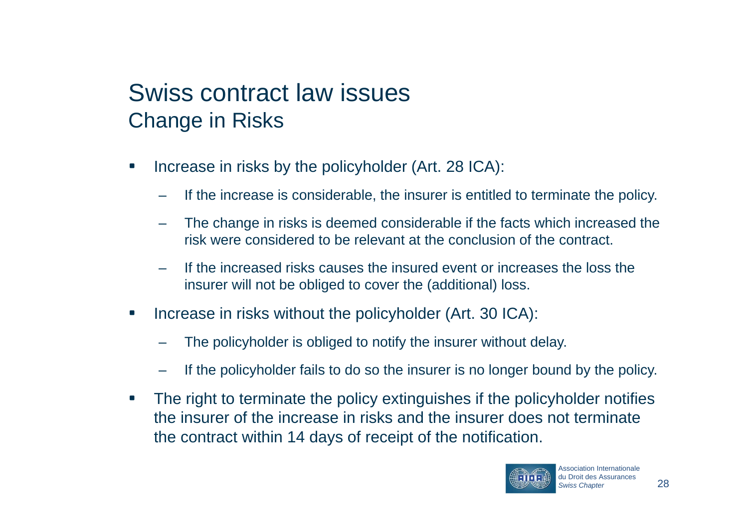# Swiss contract law issues

## Change in Risks

- Increase in risks by the policyholder (Art. 28 ICA):
  - If the increase is considerable, the insurer is entitled to terminate the policy.
  - The change in risks is deemed considerable if the facts which increased the risk were considered to be relevant at the conclusion of the contract.
  - If the increased risks causes the insured event or increases the loss the insurer will not be obliged to cover the (additional) loss.
- Increase in risks without the policyholder (Art. 30 ICA):
  - The policyholder is obliged to notify the insurer without delay.
  - If the policyholder fails to do so the insurer is no longer bound by the policy.
- The right to terminate the policy extinguishes if the policyholder notifies the insurer of the increase in risks and the insurer does not terminate the contract within 14 days of receipt of the notification.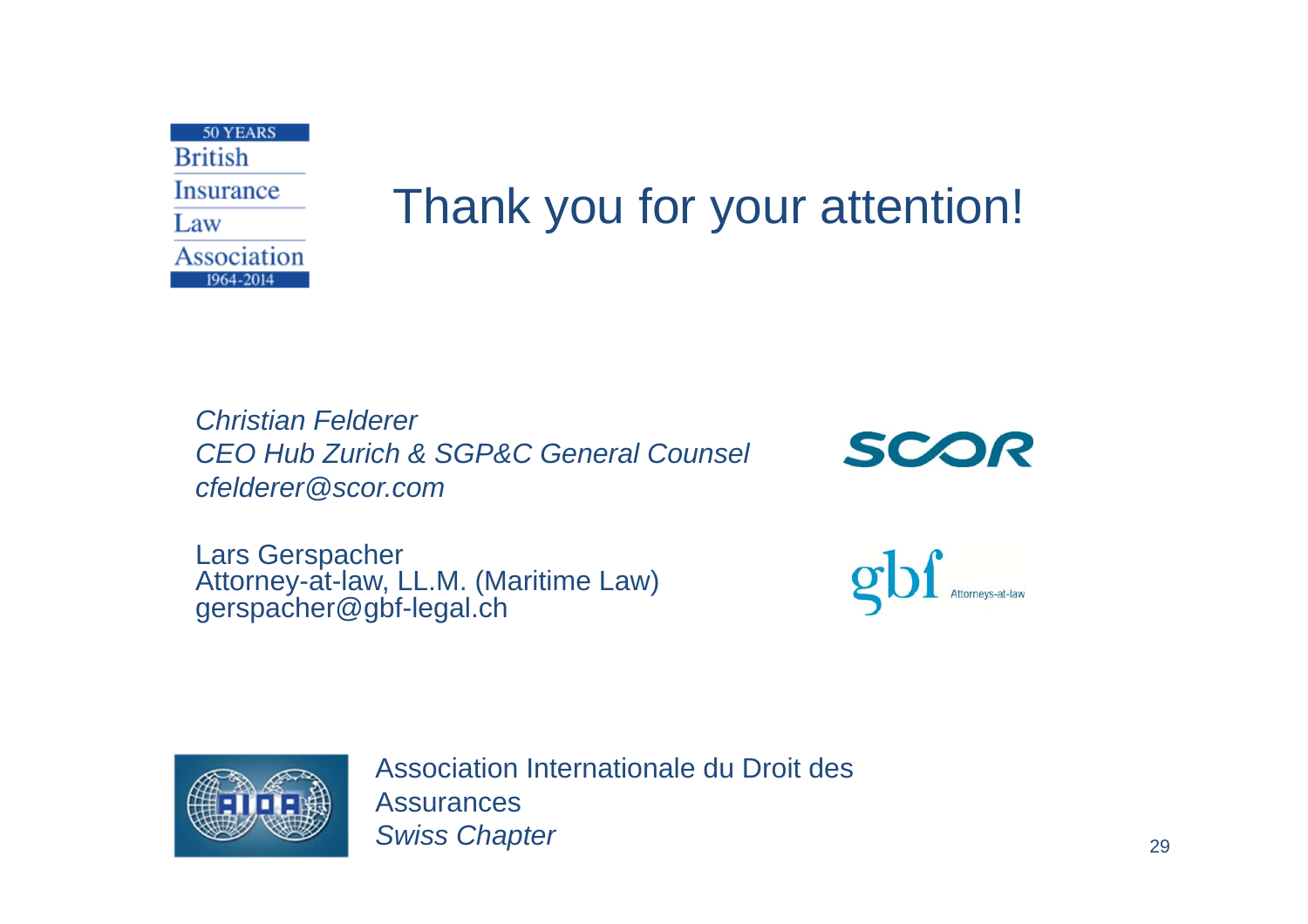50 YEARS
British
Insurance
Law
Association
1964-2014

# Thank you for your attention!

*Christian Felderer*
*CEO Hub Zurich & SGP&C General Counsel*
*cfelderer@scor.com*

SCOR

Lars Gerspacher
Attorney-at-law, LL.M. (Maritime Law)
gerspacher@gbf-legal.ch

gbf Attorneys-at-law

AIDA

Association Internationale du Droit des Assurances
*Swiss Chapter*